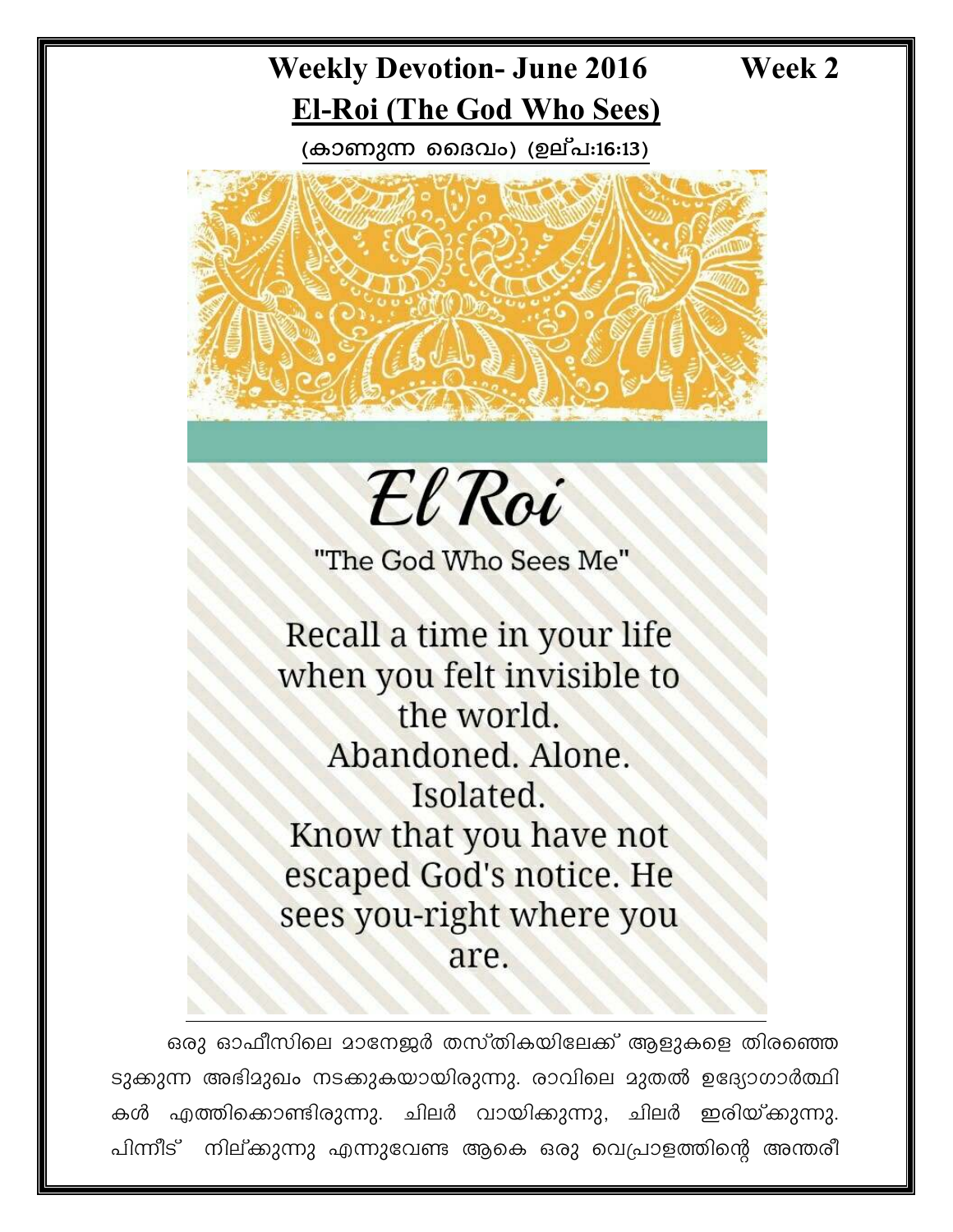# Weekly Devotion- June 2016 Week 2

## El-Roi (The God Who Sees)

**(കാണുന്ന ദൈവം) (ഉല്പ:16:13)**

*El Roi*

"The God Who Sees Me"

Recall a time in your life when you felt invisible to the world.
Abandoned. Alone.
Isolated.
Know that you have not escaped God's notice. He sees you-right where you are.

ഒരു ഓഫീസിലെ മാനേജർ തസ്തികയിലേക്ക് ആളുകളെ തിരഞ്ഞെടുക്കുന്ന അഭിമുഖം നടക്കുകയായിരുന്നു. രാവിലെ മുതൽ ഉദ്യോഗാർത്ഥികൾ എത്തിക്കൊണ്ടിരുന്നു. ചിലർ വായിക്കുന്നു, ചിലർ ഇരിയ്ക്കുന്നു. പിന്നീട് നില്ക്കുന്നു എന്നുവേണ്ട ആകെ ഒരു വെപ്രാളത്തിന്റെ അന്തരീ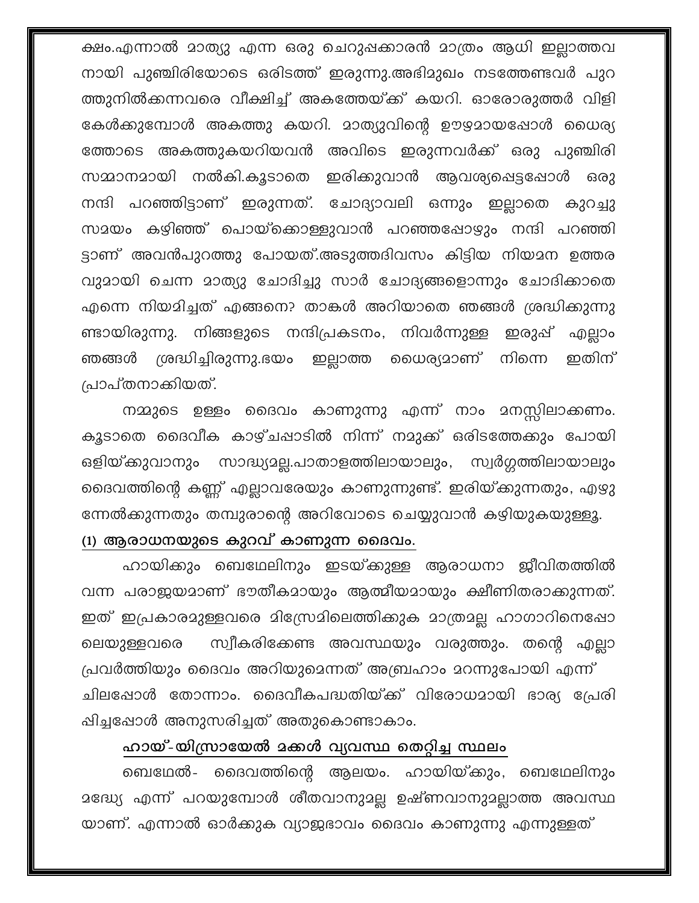ക്ഷം.എന്നാൽ മാത്യു എന്ന ഒരു ചെറുപ്പക്കാരൻ മാത്രം ആധി ഇല്ലാത്തവനായി പുഞ്ചിരിയോടെ ഒരിടത്ത് ഇരുന്നു.അഭിമുഖം നടത്തേണ്ടവർ പുറത്തുനിൽക്കുന്നവരെ വീക്ഷിച്ച് അകത്തേയ്ക്ക് കയറി. ഓരോരുത്തർ വിളി കേൾക്കുമ്പോൾ അകത്തു കയറി. മാത്യുവിന്റെ ഊഴമായപ്പോൾ ധൈര്യത്തോടെ അകത്തുകയറിയവൻ അവിടെ ഇരുന്നവർക്ക് ഒരു പുഞ്ചിരി സമ്മാനമായി നൽകി.കൂടാതെ ഇരിക്കുവാൻ ആവശ്യപ്പെട്ടപ്പോൾ ഒരു നന്ദി പറഞ്ഞിട്ടാണ് ഇരുന്നത്. ചോദ്യാവലി ഒന്നും ഇല്ലാതെ കുറച്ചു സമയം കഴിഞ്ഞ് പൊയ്ക്കൊള്ളുവാൻ പറഞ്ഞപ്പോഴും നന്ദി പറഞ്ഞിട്ടാണ് അവൻപുറത്തു പോയത്.അടുത്തദിവസം കിട്ടിയ നിയമന ഉത്തരവുമായി ചെന്ന മാത്യു ചോദിച്ചു സാർ ചോദ്യങ്ങളൊന്നും ചോദിക്കാതെ എന്നെ നിയമിച്ചത് എങ്ങനെ? താങ്കൾ അറിയാതെ ഞങ്ങൾ ശ്രദ്ധിക്കുന്നുണ്ടായിരുന്നു. നിങ്ങളുടെ നന്ദിപ്രകടനം, നിവർന്നുള്ള ഇരുപ്പ് എല്ലാം ഞങ്ങൾ ശ്രദ്ധിച്ചിരുന്നു.ഭയം ഇല്ലാത്ത ധൈര്യമാണ് നിന്നെ ഇതിന് പ്രാപ്തനാക്കിയത്.

നമ്മുടെ ഉള്ളം ദൈവം കാണുന്നു എന്ന് നാം മനസ്സിലാക്കണം. കൂടാതെ ദൈവീക കാഴ്ചപ്പാടിൽ നിന്ന് നമുക്ക് ഒരിടത്തേക്കും പോയി ഒളിയ്ക്കുവാനും സാദ്ധ്യമല്ല.പാതാളത്തിലായാലും, സ്വർഗ്ഗത്തിലായാലും ദൈവത്തിന്റെ കണ്ണ് എല്ലാവരേയും കാണുന്നുണ്ട്. ഇരിയ്ക്കുന്നതും, എഴുന്നേൽക്കുന്നതും തമ്പുരാന്റെ അറിവോടെ ചെയ്യുവാൻ കഴിയുകയുള്ളൂ.

**(1) ആരാധനയുടെ കുറവ് കാണുന്ന ദൈവം.**

ഹായിക്കും ബെഥേലിനും ഇടയ്ക്കുള്ള ആരാധനാ ജീവിതത്തിൽ വന്ന പരാജയമാണ് ഭൗതീകമായും ആത്മീയമായും ക്ഷീണിതരാക്കുന്നത്. ഇത് ഇപ്രകാരമുള്ളവരെ മിസ്രേമിലെത്തിക്കുക മാത്രമല്ല ഹാഗാറിനെപ്പോലെയുള്ളവരെ സ്വീകരിക്കേണ്ട അവസ്ഥയും വരുത്തും. തന്റെ എല്ലാ പ്രവർത്തിയും ദൈവം അറിയുമെന്നത് അബ്രഹാം മറന്നുപോയി എന്ന് ചിലപ്പോൾ തോന്നാം. ദൈവീകപദ്ധതിയ്ക്ക് വിരോധമായി ഭാര്യ പ്രേരിപ്പിച്ചപ്പോൾ അനുസരിച്ചത് അതുകൊണ്ടാകാം.

**ഹായ്-യിസ്രായേൽ മക്കൾ വ്യവസ്ഥ തെറ്റിച്ച സ്ഥലം**

ബെഥേൽ- ദൈവത്തിന്റെ ആലയം. ഹായിയ്ക്കും, ബെഥേലിനും മദ്ധ്യേ എന്ന് പറയുമ്പോൾ ശീതവാനുമല്ല ഉഷ്ണവാനുമല്ലാത്ത അവസ്ഥയാണ്. എന്നാൽ ഓർക്കുക വ്യാജഭാവം ദൈവം കാണുന്നു എന്നുള്ളത്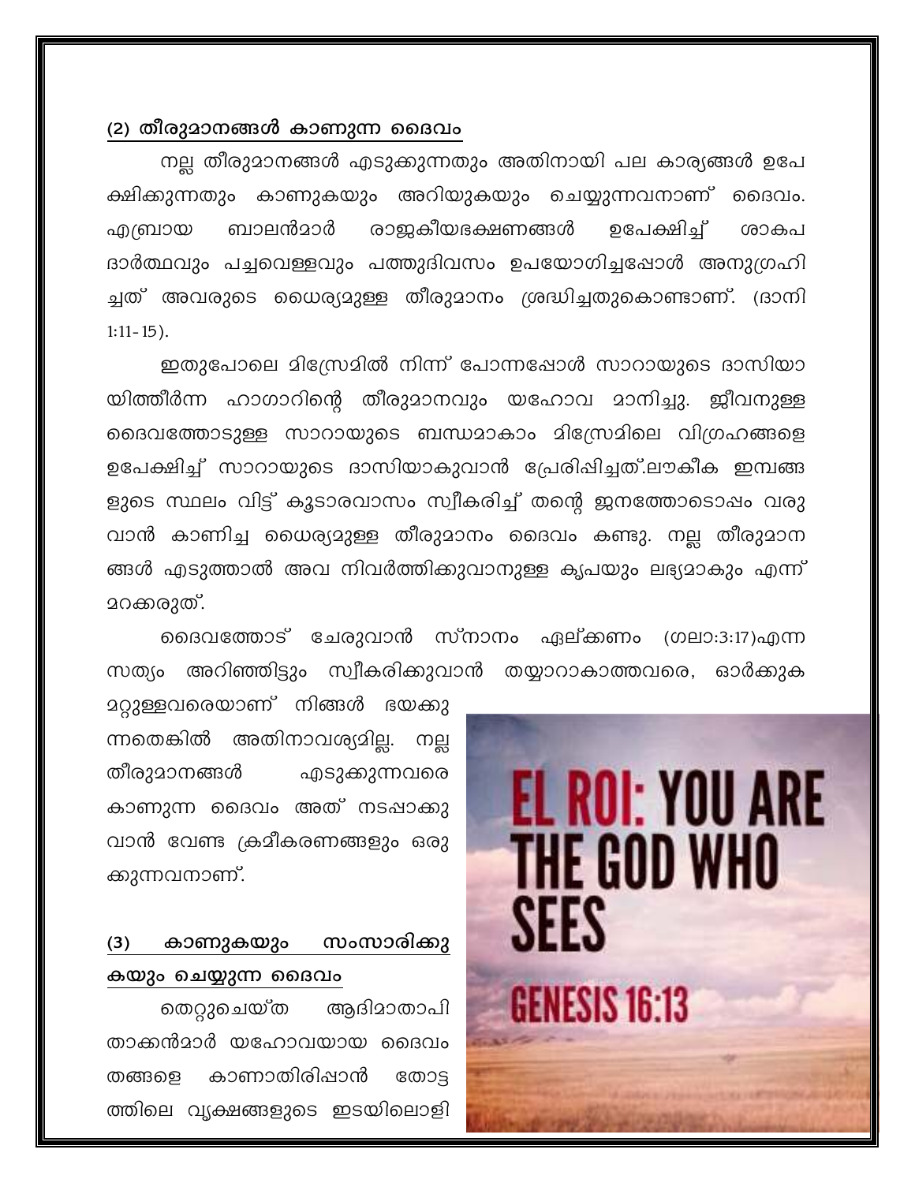## (2) തീരുമാനങ്ങൾ കാണുന്ന ദൈവം

നല്ല തീരുമാനങ്ങൾ എടുക്കുന്നതും അതിനായി പല കാര്യങ്ങൾ ഉപേക്ഷിക്കുന്നതും കാണുകയും അറിയുകയും ചെയ്യുന്നവനാണ് ദൈവം. എബ്രായ ബാലൻമാർ രാജകീയഭക്ഷണങ്ങൾ ഉപേക്ഷിച്ച് ശാകപദാർത്ഥവും പച്ചവെള്ളവും പത്തുദിവസം ഉപയോഗിച്ചപ്പോൾ അനുഗ്രഹിച്ചത് അവരുടെ ധൈര്യമുള്ള തീരുമാനം ശ്രദ്ധിച്ചതുകൊണ്ടാണ്. (ദാനി 1:11-15).

ഇതുപോലെ മിസ്രേമിൽ നിന്ന് പോന്നപ്പോൾ സാറായുടെ ദാസിയായിത്തീർന്ന ഹാഗാറിന്റെ തീരുമാനവും യഹോവ മാനിച്ചു. ജീവനുള്ള ദൈവത്തോടുള്ള സാറായുടെ ബന്ധമാകാം മിസ്രേമിലെ വിഗ്രഹങ്ങളെ ഉപേക്ഷിച്ച് സാറായുടെ ദാസിയാകുവാൻ പ്രേരിപ്പിച്ചത്.ലൗകീക ഇമ്പങ്ങളുടെ സ്ഥലം വിട്ട് കൂടാരവാസം സ്വീകരിച്ച് തന്റെ ജനത്തോടൊപ്പം വരുവാൻ കാണിച്ച ധൈര്യമുള്ള തീരുമാനം ദൈവം കണ്ടു. നല്ല തീരുമാനങ്ങൾ എടുത്താൽ അവ നിവർത്തിക്കുവാനുള്ള കൃപയും ലഭ്യമാകും എന്ന് മറക്കരുത്.

ദൈവത്തോട് ചേരുവാൻ സ്നാനം ഏല്ക്കണം (ഗലാ:3:17)എന്ന സത്യം അറിഞ്ഞിട്ടും സ്വീകരിക്കുവാൻ തയ്യാറാകാത്തവരെ, ഓർക്കുക മറ്റുള്ളവരെയാണ് നിങ്ങൾ ഭയക്കുന്നതെങ്കിൽ അതിനാവശ്യമില്ല. നല്ല തീരുമാനങ്ങൾ എടുക്കുന്നവരെ കാണുന്ന ദൈവം അത് നടപ്പാക്കുവാൻ വേണ്ട ക്രമീകരണങ്ങളും ഒരുക്കുന്നവനാണ്.

EL ROI: YOU ARE THE GOD WHO SEES

GENESIS 16:13

## (3) കാണുകയും സംസാരിക്കുകയും ചെയ്യുന്ന ദൈവം

തെറ്റുചെയ്ത ആദിമാതാപിതാക്കൻമാർ യഹോവയായ ദൈവം തങ്ങളെ കാണാതിരിപ്പാൻ തോട്ടത്തിലെ വൃക്ഷങ്ങളുടെ ഇടയിലൊളി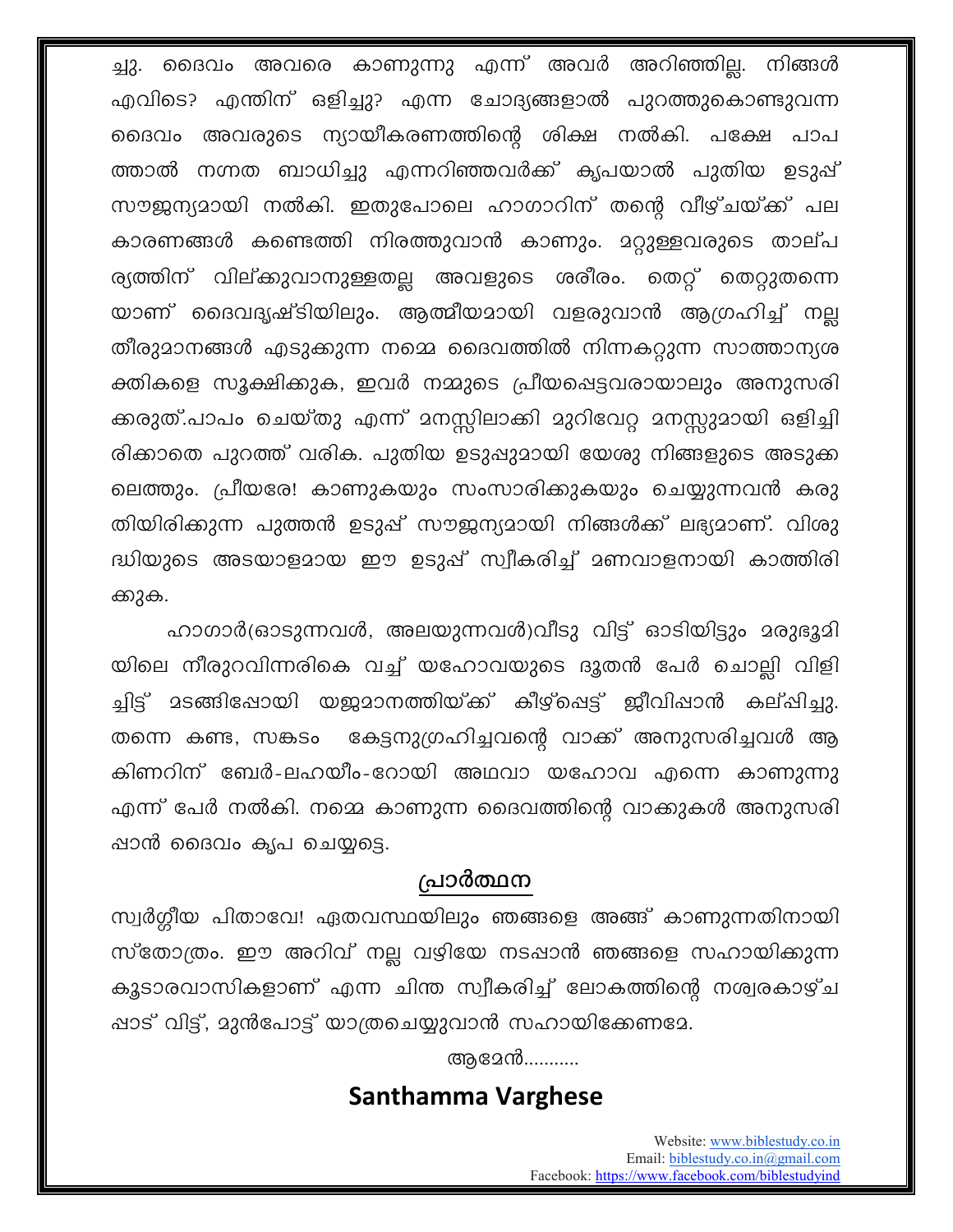ച്ചു. ദൈവം അവരെ കാണുന്നു എന്ന് അവർ അറിഞ്ഞില്ല. നിങ്ങൾ എവിടെ? എന്തിന് ഒളിച്ചു? എന്ന ചോദ്യങ്ങളാൽ പുറത്തുകൊണ്ടുവന്ന ദൈവം അവരുടെ ന്യായീകരണത്തിന്റെ ശിക്ഷ നൽകി. പക്ഷേ പാപത്താൽ നഗ്നത ബാധിച്ചു എന്നറിഞ്ഞവർക്ക് കൃപയാൽ പുതിയ ഉടുപ്പ് സൗജന്യമായി നൽകി. ഇതുപോലെ ഹാഗാറിന് തന്റെ വീഴ്ചയ്ക്ക് പല കാരണങ്ങൾ കണ്ടെത്തി നിരത്തുവാൻ കാണും. മറ്റുള്ളവരുടെ താല്പര്യത്തിന് വില്ക്കുവാനുള്ളതല്ല അവളുടെ ശരീരം. തെറ്റ് തെറ്റുതന്നെയാണ് ദൈവദൃഷ്ടിയിലും. ആത്മീയമായി വളരുവാൻ ആഗ്രഹിച്ച് നല്ല തീരുമാനങ്ങൾ എടുക്കുന്ന നമ്മെ ദൈവത്തിൽ നിന്നകറ്റുന്ന സാത്താന്യശക്തികളെ സൂക്ഷിക്കുക, ഇവർ നമ്മുടെ പ്രിയപ്പെട്ടവരായാലും അനുസരിക്കരുത്.പാപം ചെയ്തു എന്ന് മനസ്സിലാക്കി മുറിവേറ്റ മനസ്സുമായി ഒളിച്ചിരിക്കാതെ പുറത്ത് വരിക. പുതിയ ഉടുപ്പുമായി യേശു നിങ്ങളുടെ അടുക്കലെത്തും. പ്രിയരേ! കാണുകയും സംസാരിക്കുകയും ചെയ്യുന്നവൻ കരുതിയിരിക്കുന്ന പുത്തൻ ഉടുപ്പ് സൗജന്യമായി നിങ്ങൾക്ക് ലഭ്യമാണ്. വിശുദ്ധിയുടെ അടയാളമായ ഈ ഉടുപ്പ് സ്വീകരിച്ച് മണവാളനായി കാത്തിരിക്കുക.

ഹാഗാർ(ഓടുന്നവൾ, അലയുന്നവൾ)വീടു വിട്ട് ഓടിയിട്ടും മരുഭൂമിയിലെ നീരുറവിന്നരികെ വച്ച് യഹോവയുടെ ദൂതൻ പേർ ചൊല്ലി വിളിച്ചിട്ട് മടങ്ങിപ്പോയി യജമാനത്തിയ്ക്ക് കീഴ്പ്പെട്ട് ജീവിപ്പാൻ കല്പിച്ചു. തന്നെ കണ്ട, സങ്കടം കേട്ടനുഗ്രഹിച്ചവന്റെ വാക്ക് അനുസരിച്ചവൾ ആ കിണറിന് ബേർ-ലഹയീം-റോയി അഥവാ യഹോവ എന്നെ കാണുന്നു എന്ന് പേർ നൽകി. നമ്മെ കാണുന്ന ദൈവത്തിന്റെ വാക്കുകൾ അനുസരിപ്പാൻ ദൈവം കൃപ ചെയ്യട്ടെ.

## പ്രാർത്ഥന

സ്വർഗ്ഗീയ പിതാവേ! ഏതവസ്ഥയിലും ഞങ്ങളെ അങ്ങ് കാണുന്നതിനായി സ്തോത്രം. ഈ അറിവ് നല്ല വഴിയേ നടപ്പാൻ ഞങ്ങളെ സഹായിക്കുന്ന കൂടാരവാസികളാണ് എന്ന ചിന്ത സ്വീകരിച്ച് ലോകത്തിന്റെ നശ്വരകാഴ്ചപ്പാട് വിട്ട്, മുൻപോട്ട് യാത്രചെയ്യുവാൻ സഹായിക്കേണമേ.

ആമേൻ...........

**Santhamma Varghese**

Website: www.biblestudy.co.in
Email: biblestudy.co.in@gmail.com
Facebook: https://www.facebook.com/biblestudyind